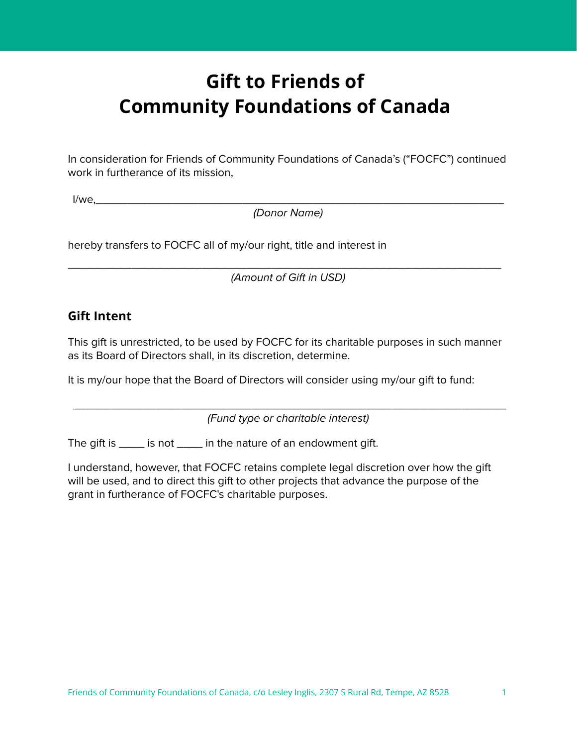# Gift to Friends of Community Foundations of Canada

In consideration for Friends of Community Foundations of Canada's ("FOCFC") continued work in furtherance of its mission,

I/we,______________________________________________________________________

*(Donor Name)*

hereby transfers to FOCFC all of my/our right, title and interest in

______________________________________________________________________

*(Amount of Gift in USD)*

## Gift Intent

This gift is unrestricted, to be used by FOCFC for its charitable purposes in such manner as its Board of Directors shall, in its discretion, determine.

It is my/our hope that the Board of Directors will consider using my/our gift to fund:

______________________________________________________________________

*(Fund type or charitable interest)*

The gift is _____ is not _____ in the nature of an endowment gift.

I understand, however, that FOCFC retains complete legal discretion over how the gift will be used, and to direct this gift to other projects that advance the purpose of the grant in furtherance of FOCFC's charitable purposes.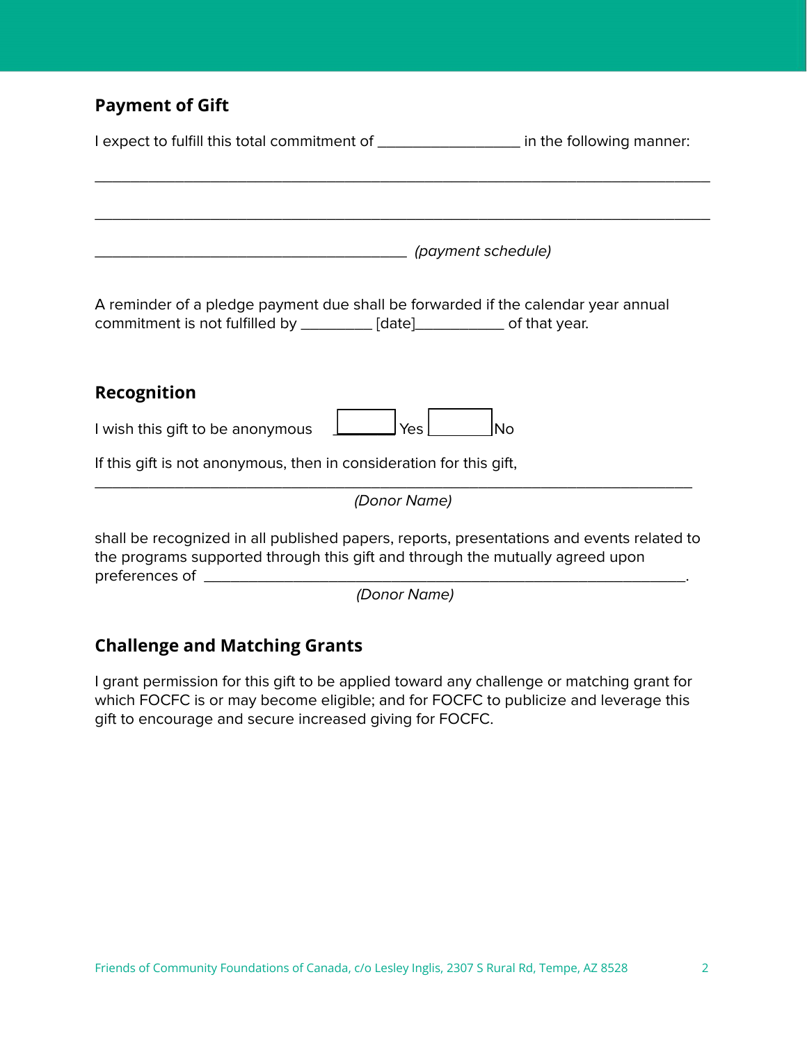## Payment of Gift

I expect to fulfill this total commitment of __________________ in the following manner:

________________________________________________________________________________

________________________________________________________________________________

________________________________________ *(payment schedule)*

A reminder of a pledge payment due shall be forwarded if the calendar year annual commitment is not fulfilled by _________ [date]___________ of that year.

## Recognition

I wish this gift to be anonymous ☐ Yes ☐ No

If this gift is not anonymous, then in consideration for this gift,

______________________________________________________________________________

*(Donor Name)*

shall be recognized in all published papers, reports, presentations and events related to the programs supported through this gift and through the mutually agreed upon preferences of _______________________________________________________________.

*(Donor Name)*

## Challenge and Matching Grants

I grant permission for this gift to be applied toward any challenge or matching grant for which FOCFC is or may become eligible; and for FOCFC to publicize and leverage this gift to encourage and secure increased giving for FOCFC.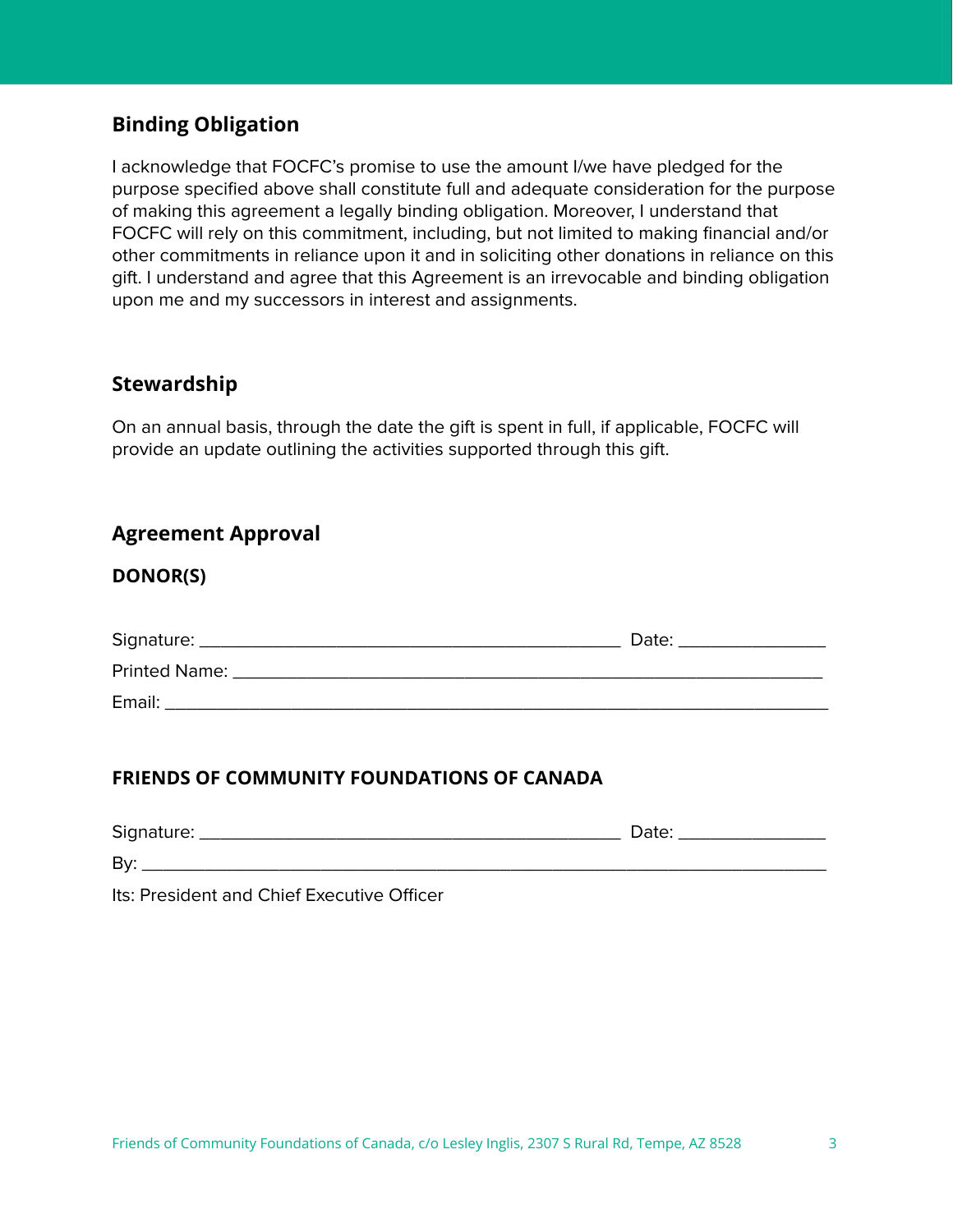## Binding Obligation

I acknowledge that FOCFC's promise to use the amount I/we have pledged for the purpose specified above shall constitute full and adequate consideration for the purpose of making this agreement a legally binding obligation. Moreover, I understand that FOCFC will rely on this commitment, including, but not limited to making financial and/or other commitments in reliance upon it and in soliciting other donations in reliance on this gift. I understand and agree that this Agreement is an irrevocable and binding obligation upon me and my successors in interest and assignments.

## Stewardship

On an annual basis, through the date the gift is spent in full, if applicable, FOCFC will provide an update outlining the activities supported through this gift.

## Agreement Approval

### DONOR(S)

Signature: ____________________________________________ Date: _______________

Printed Name: ______________________________________________________________

Email: ____________________________________________________________________

### FRIENDS OF COMMUNITY FOUNDATIONS OF CANADA

Signature: ____________________________________________ Date: _______________

By: _______________________________________________________________________

Its: President and Chief Executive Officer